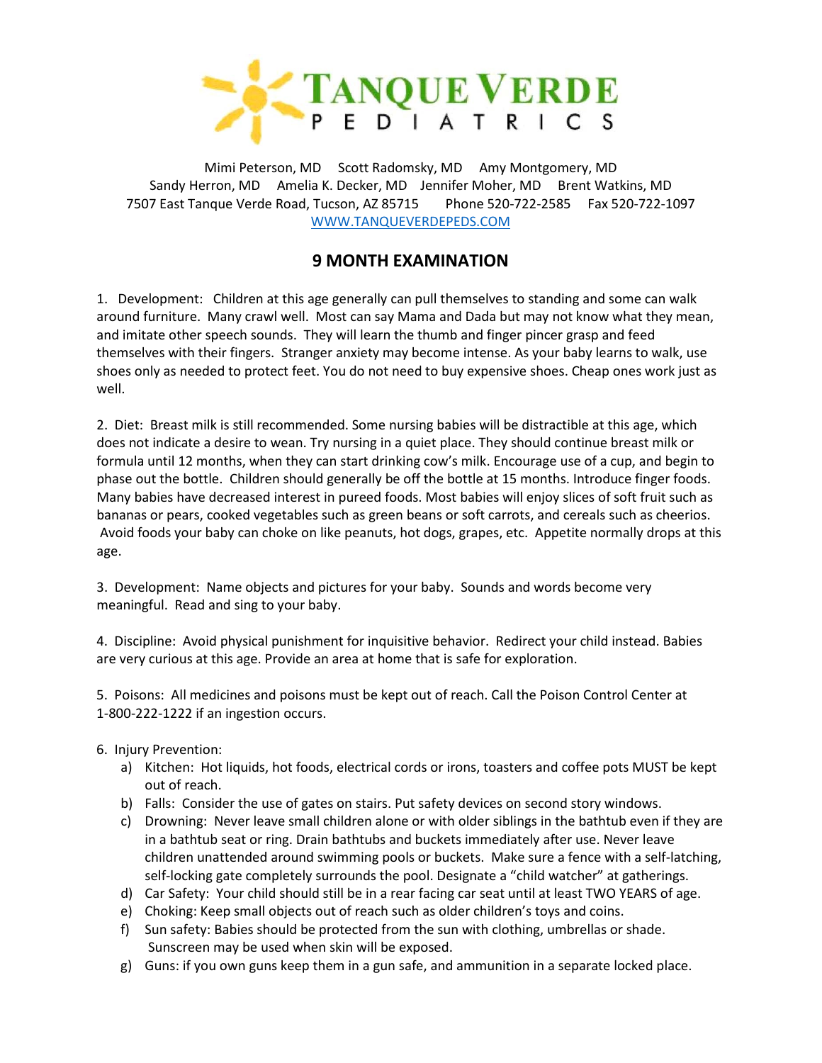# TANQUE VERDE PEDIATRICS

Mimi Peterson, MD     Scott Radomsky, MD     Amy Montgomery, MD
Sandy Herron, MD     Amelia K. Decker, MD     Jennifer Moher, MD     Brent Watkins, MD
7507 East Tanque Verde Road, Tucson, AZ 85715     Phone 520-722-2585     Fax 520-722-1097
WWW.TANQUEVERDEPEDS.COM

## 9 MONTH EXAMINATION

1. Development: Children at this age generally can pull themselves to standing and some can walk around furniture. Many crawl well. Most can say Mama and Dada but may not know what they mean, and imitate other speech sounds. They will learn the thumb and finger pincer grasp and feed themselves with their fingers. Stranger anxiety may become intense. As your baby learns to walk, use shoes only as needed to protect feet. You do not need to buy expensive shoes. Cheap ones work just as well.

2. Diet: Breast milk is still recommended. Some nursing babies will be distractible at this age, which does not indicate a desire to wean. Try nursing in a quiet place. They should continue breast milk or formula until 12 months, when they can start drinking cow's milk. Encourage use of a cup, and begin to phase out the bottle. Children should generally be off the bottle at 15 months. Introduce finger foods. Many babies have decreased interest in pureed foods. Most babies will enjoy slices of soft fruit such as bananas or pears, cooked vegetables such as green beans or soft carrots, and cereals such as cheerios. Avoid foods your baby can choke on like peanuts, hot dogs, grapes, etc. Appetite normally drops at this age.

3. Development: Name objects and pictures for your baby. Sounds and words become very meaningful. Read and sing to your baby.

4. Discipline: Avoid physical punishment for inquisitive behavior. Redirect your child instead. Babies are very curious at this age. Provide an area at home that is safe for exploration.

5. Poisons: All medicines and poisons must be kept out of reach. Call the Poison Control Center at 1-800-222-1222 if an ingestion occurs.

6. Injury Prevention:
   a) Kitchen: Hot liquids, hot foods, electrical cords or irons, toasters and coffee pots MUST be kept out of reach.
   b) Falls: Consider the use of gates on stairs. Put safety devices on second story windows.
   c) Drowning: Never leave small children alone or with older siblings in the bathtub even if they are in a bathtub seat or ring. Drain bathtubs and buckets immediately after use. Never leave children unattended around swimming pools or buckets. Make sure a fence with a self-latching, self-locking gate completely surrounds the pool. Designate a "child watcher" at gatherings.
   d) Car Safety: Your child should still be in a rear facing car seat until at least TWO YEARS of age.
   e) Choking: Keep small objects out of reach such as older children's toys and coins.
   f) Sun safety: Babies should be protected from the sun with clothing, umbrellas or shade. Sunscreen may be used when skin will be exposed.
   g) Guns: if you own guns keep them in a gun safe, and ammunition in a separate locked place.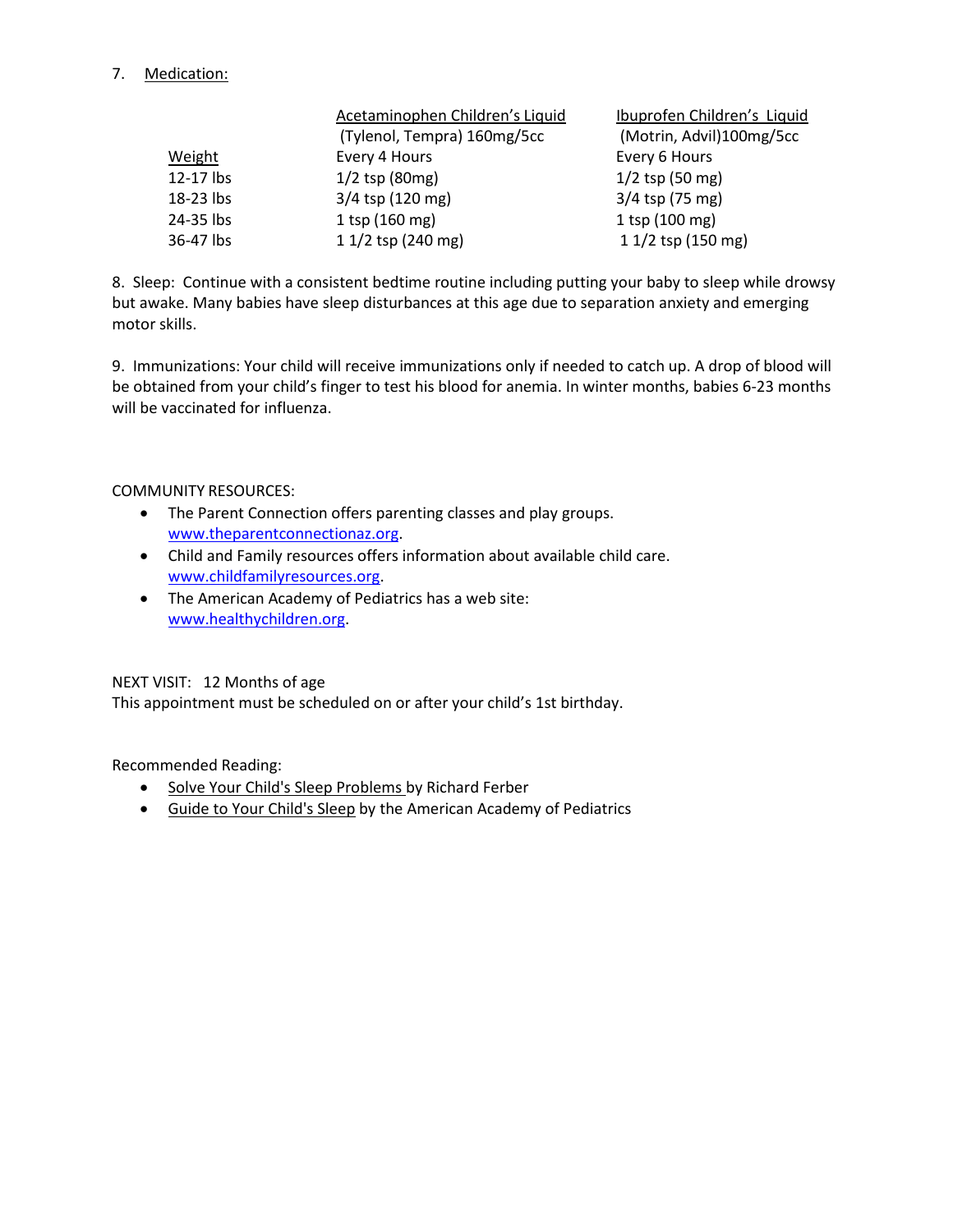7. Medication:

| Weight | Acetaminophen Children's Liquid (Tylenol, Tempra) 160mg/5cc Every 4 Hours | Ibuprofen Children's Liquid (Motrin, Advil)100mg/5cc Every 6 Hours |
|---|---|---|
| 12-17 lbs | 1/2 tsp (80mg) | 1/2 tsp (50 mg) |
| 18-23 lbs | 3/4 tsp (120 mg) | 3/4 tsp (75 mg) |
| 24-35 lbs | 1 tsp (160 mg) | 1 tsp (100 mg) |
| 36-47 lbs | 1 1/2 tsp (240 mg) | 1 1/2 tsp (150 mg) |

8. Sleep: Continue with a consistent bedtime routine including putting your baby to sleep while drowsy but awake. Many babies have sleep disturbances at this age due to separation anxiety and emerging motor skills.

9. Immunizations: Your child will receive immunizations only if needed to catch up. A drop of blood will be obtained from your child's finger to test his blood for anemia. In winter months, babies 6-23 months will be vaccinated for influenza.

COMMUNITY RESOURCES:

- The Parent Connection offers parenting classes and play groups. www.theparentconnectionaz.org.
- Child and Family resources offers information about available child care. www.childfamilyresources.org.
- The American Academy of Pediatrics has a web site: www.healthychildren.org.

NEXT VISIT: 12 Months of age
This appointment must be scheduled on or after your child's 1st birthday.

Recommended Reading:

- Solve Your Child's Sleep Problems by Richard Ferber
- Guide to Your Child's Sleep by the American Academy of Pediatrics